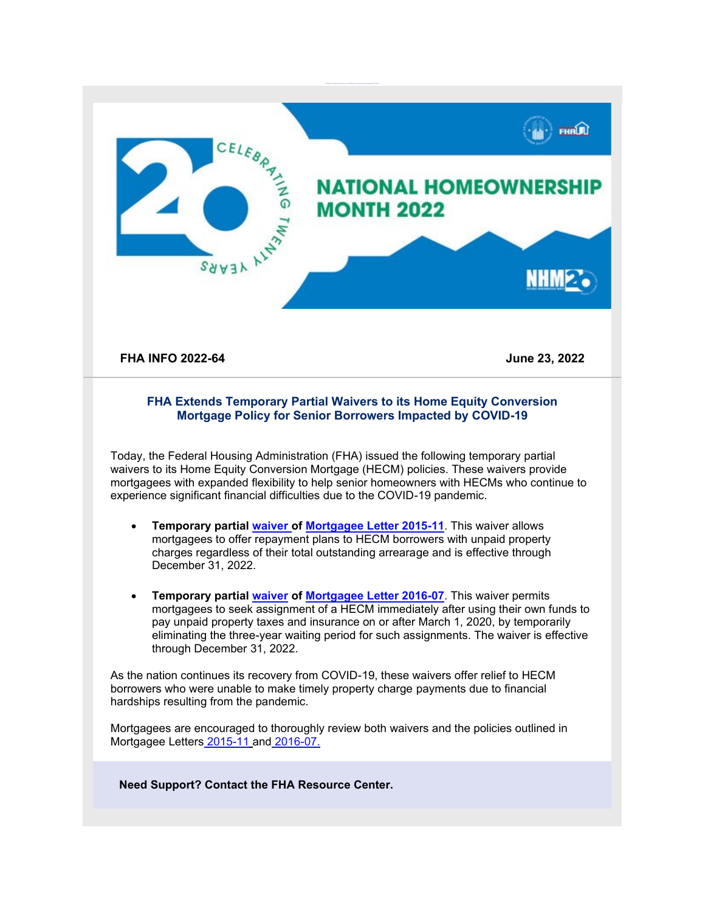**NATIONAL HOMEOWNERSHIP MONTH 2022**

CELEBRATING TWENTY YEARS

**FHA INFO 2022-64** **June 23, 2022**

## FHA Extends Temporary Partial Waivers to its Home Equity Conversion Mortgage Policy for Senior Borrowers Impacted by COVID-19

Today, the Federal Housing Administration (FHA) issued the following temporary partial waivers to its Home Equity Conversion Mortgage (HECM) policies. These waivers provide mortgagees with expanded flexibility to help senior homeowners with HECMs who continue to experience significant financial difficulties due to the COVID-19 pandemic.

- **Temporary partial waiver of Mortgagee Letter 2015-11**. This waiver allows mortgagees to offer repayment plans to HECM borrowers with unpaid property charges regardless of their total outstanding arrearage and is effective through December 31, 2022.

- **Temporary partial waiver of Mortgagee Letter 2016-07**. This waiver permits mortgagees to seek assignment of a HECM immediately after using their own funds to pay unpaid property taxes and insurance on or after March 1, 2020, by temporarily eliminating the three-year waiting period for such assignments. The waiver is effective through December 31, 2022.

As the nation continues its recovery from COVID-19, these waivers offer relief to HECM borrowers who were unable to make timely property charge payments due to financial hardships resulting from the pandemic.

Mortgagees are encouraged to thoroughly review both waivers and the policies outlined in Mortgagee Letters 2015-11 and 2016-07.

**Need Support? Contact the FHA Resource Center.**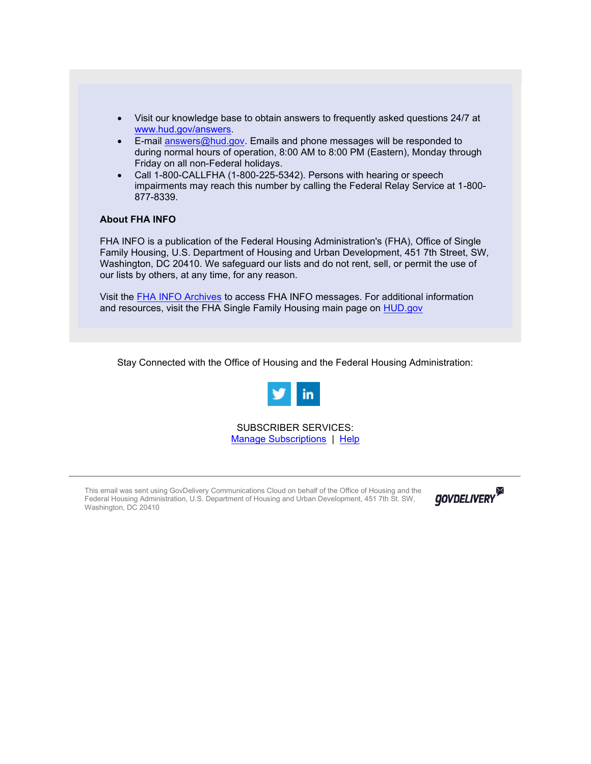- Visit our knowledge base to obtain answers to frequently asked questions 24/7 at www.hud.gov/answers.
- E-mail answers@hud.gov. Emails and phone messages will be responded to during normal hours of operation, 8:00 AM to 8:00 PM (Eastern), Monday through Friday on all non-Federal holidays.
- Call 1-800-CALLFHA (1-800-225-5342). Persons with hearing or speech impairments may reach this number by calling the Federal Relay Service at 1-800-877-8339.

**About FHA INFO**

FHA INFO is a publication of the Federal Housing Administration's (FHA), Office of Single Family Housing, U.S. Department of Housing and Urban Development, 451 7th Street, SW, Washington, DC 20410. We safeguard our lists and do not rent, sell, or permit the use of our lists by others, at any time, for any reason.

Visit the FHA INFO Archives to access FHA INFO messages. For additional information and resources, visit the FHA Single Family Housing main page on HUD.gov

Stay Connected with the Office of Housing and the Federal Housing Administration:

SUBSCRIBER SERVICES:
Manage Subscriptions | Help

This email was sent using GovDelivery Communications Cloud on behalf of the Office of Housing and the Federal Housing Administration, U.S. Department of Housing and Urban Development, 451 7th St. SW, Washington, DC 20410

GOVDELIVERY